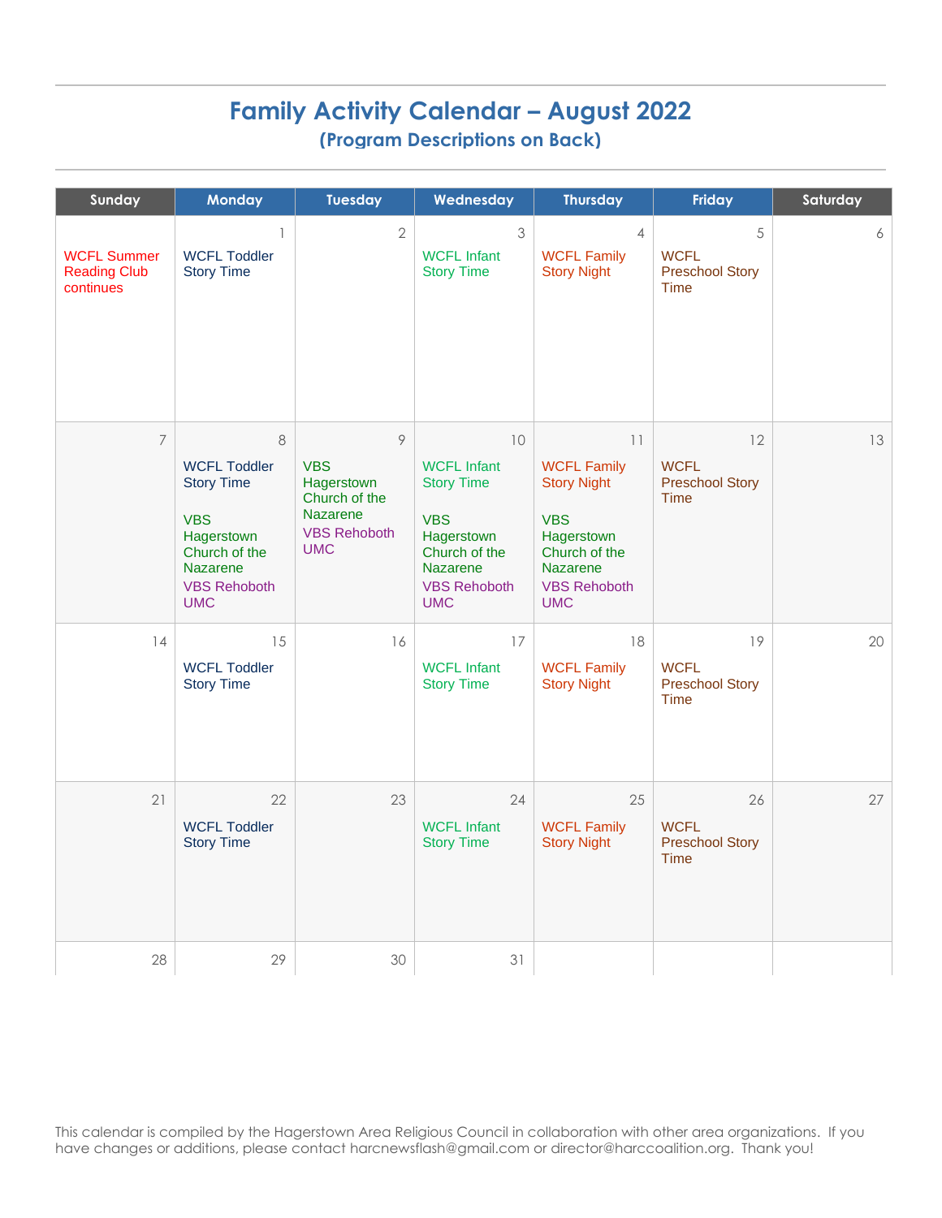# Family Activity Calendar – August 2022

## (Program Descriptions on Back)

| Sunday | Monday | Tuesday | Wednesday | Thursday | Friday | Saturday |
|---|---|---|---|---|---|---|
| WCFL Summer Reading Club continues | 1<br>WCFL Toddler Story Time | 2 | 3<br>WCFL Infant Story Time | 4<br>WCFL Family Story Night | 5<br>WCFL Preschool Story Time | 6 |
| 7 | 8<br>WCFL Toddler Story Time<br>VBS Hagerstown Church of the Nazarene<br>VBS Rehoboth UMC | 9<br>VBS Hagerstown Church of the Nazarene<br>VBS Rehoboth UMC | 10<br>WCFL Infant Story Time<br>VBS Hagerstown Church of the Nazarene<br>VBS Rehoboth UMC | 11<br>WCFL Family Story Night<br>VBS Hagerstown Church of the Nazarene<br>VBS Rehoboth UMC | 12<br>WCFL Preschool Story Time | 13 |
| 14 | 15<br>WCFL Toddler Story Time | 16 | 17<br>WCFL Infant Story Time | 18<br>WCFL Family Story Night | 19<br>WCFL Preschool Story Time | 20 |
| 21 | 22<br>WCFL Toddler Story Time | 23 | 24<br>WCFL Infant Story Time | 25<br>WCFL Family Story Night | 26<br>WCFL Preschool Story Time | 27 |
| 28 | 29 | 30 | 31 | | | |

This calendar is compiled by the Hagerstown Area Religious Council in collaboration with other area organizations. If you have changes or additions, please contact harcnewsflash@gmail.com or director@harccoalition.org. Thank you!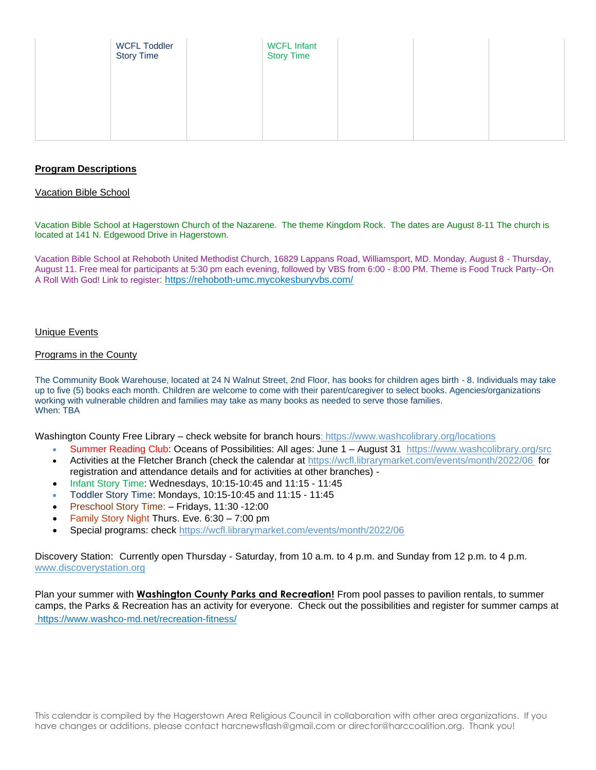| | | | | | | |
|---|---|---|---|---|---|---|
| | WCFL Toddler Story Time | | WCFL Infant Story Time | | | |

**Program Descriptions**

Vacation Bible School

Vacation Bible School at Hagerstown Church of the Nazarene. The theme Kingdom Rock. The dates are August 8-11 The church is located at 141 N. Edgewood Drive in Hagerstown.

Vacation Bible School at Rehoboth United Methodist Church, 16829 Lappans Road, Williamsport, MD. Monday, August 8 - Thursday, August 11. Free meal for participants at 5:30 pm each evening, followed by VBS from 6:00 - 8:00 PM. Theme is Food Truck Party--On A Roll With God! Link to register: https://rehoboth-umc.mycokesburyvbs.com/

Unique Events

Programs in the County

The Community Book Warehouse, located at 24 N Walnut Street, 2nd Floor, has books for children ages birth - 8. Individuals may take up to five (5) books each month. Children are welcome to come with their parent/caregiver to select books. Agencies/organizations working with vulnerable children and families may take as many books as needed to serve those families.
When: TBA

Washington County Free Library – check website for branch hours: https://www.washcolibrary.org/locations

- Summer Reading Club: Oceans of Possibilities: All ages: June 1 – August 31 https://www.washcolibrary.org/src
- Activities at the Fletcher Branch (check the calendar at https://wcfl.librarymarket.com/events/month/2022/06 for registration and attendance details and for activities at other branches) -
- Infant Story Time: Wednesdays, 10:15-10:45 and 11:15 - 11:45
- Toddler Story Time: Mondays, 10:15-10:45 and 11:15 - 11:45
- Preschool Story Time: – Fridays, 11:30 -12:00
- Family Story Night Thurs. Eve. 6:30 – 7:00 pm
- Special programs: check https://wcfl.librarymarket.com/events/month/2022/06

Discovery Station: Currently open Thursday - Saturday, from 10 a.m. to 4 p.m. and Sunday from 12 p.m. to 4 p.m. www.discoverystation.org

Plan your summer with **Washington County Parks and Recreation!** From pool passes to pavilion rentals, to summer camps, the Parks & Recreation has an activity for everyone. Check out the possibilities and register for summer camps at https://www.washco-md.net/recreation-fitness/

This calendar is compiled by the Hagerstown Area Religious Council in collaboration with other area organizations. If you have changes or additions, please contact harcnewsflash@gmail.com or director@harccoalition.org. Thank you!